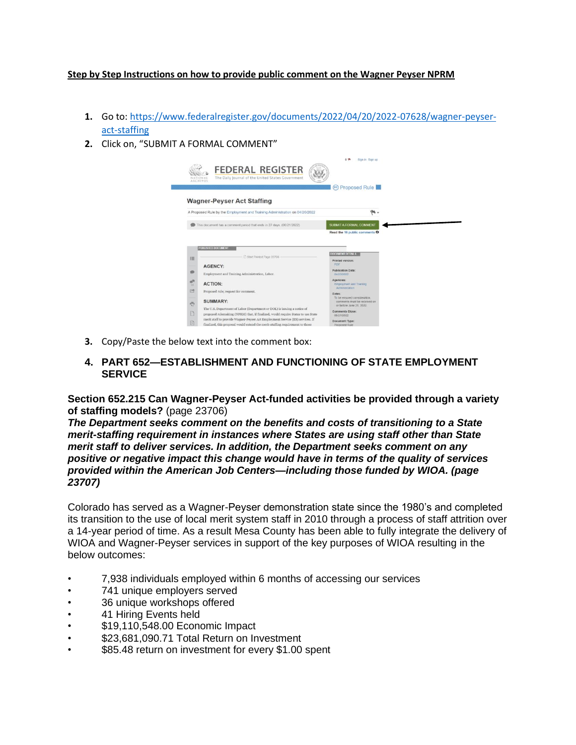**Step by Step Instructions on how to provide public comment on the Wagner Peyser NPRM**

1. Go to: [https://www.federalregister.gov/documents/2022/04/20/2022-07628/wagner-peyser-act-staffing](https://www.federalregister.gov/documents/2022/04/20/2022-07628/wagner-peyser-act-staffing)
2. Click on, "SUBMIT A FORMAL COMMENT"
3. Copy/Paste the below text into the comment box:
4. **PART 652—ESTABLISHMENT AND FUNCTIONING OF STATE EMPLOYMENT SERVICE**

**Section 652.215 Can Wagner-Peyser Act-funded activities be provided through a variety of staffing models?** (page 23706)
***The Department seeks comment on the benefits and costs of transitioning to a State merit-staffing requirement in instances where States are using staff other than State merit staff to deliver services. In addition, the Department seeks comment on any positive or negative impact this change would have in terms of the quality of services provided within the American Job Centers—including those funded by WIOA. (page 23707)***

Colorado has served as a Wagner-Peyser demonstration state since the 1980's and completed its transition to the use of local merit system staff in 2010 through a process of staff attrition over a 14-year period of time. As a result Mesa County has been able to fully integrate the delivery of WIOA and Wagner-Peyser services in support of the key purposes of WIOA resulting in the below outcomes:

- 7,938 individuals employed within 6 months of accessing our services
- 741 unique employers served
- 36 unique workshops offered
- 41 Hiring Events held
- $19,110,548.00 Economic Impact
- $23,681,090.71 Total Return on Investment
- $85.48 return on investment for every $1.00 spent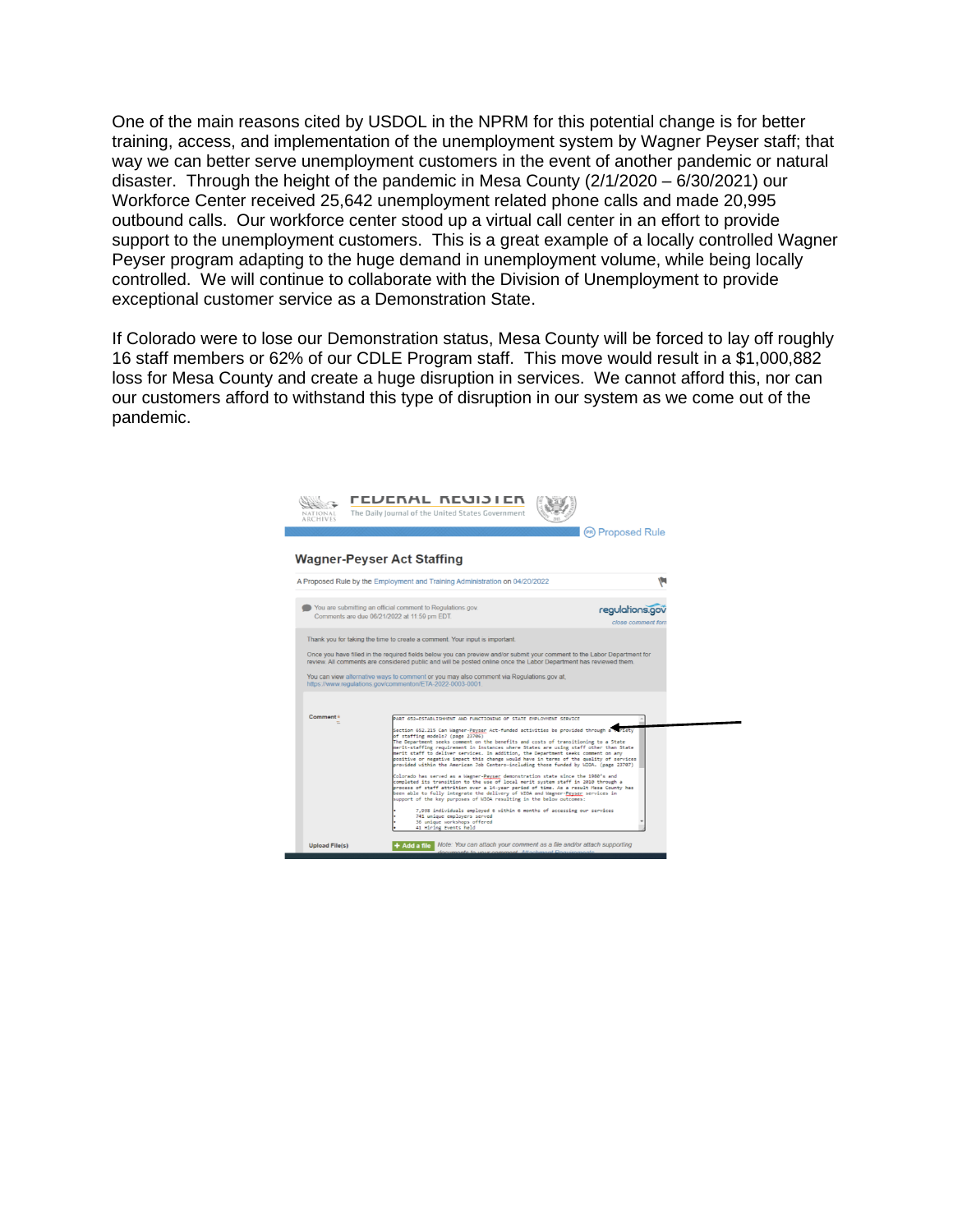One of the main reasons cited by USDOL in the NPRM for this potential change is for better training, access, and implementation of the unemployment system by Wagner Peyser staff; that way we can better serve unemployment customers in the event of another pandemic or natural disaster. Through the height of the pandemic in Mesa County (2/1/2020 – 6/30/2021) our Workforce Center received 25,642 unemployment related phone calls and made 20,995 outbound calls. Our workforce center stood up a virtual call center in an effort to provide support to the unemployment customers. This is a great example of a locally controlled Wagner Peyser program adapting to the huge demand in unemployment volume, while being locally controlled. We will continue to collaborate with the Division of Unemployment to provide exceptional customer service as a Demonstration State.

If Colorado were to lose our Demonstration status, Mesa County will be forced to lay off roughly 16 staff members or 62% of our CDLE Program staff. This move would result in a $1,000,882 loss for Mesa County and create a huge disruption in services. We cannot afford this, nor can our customers afford to withstand this type of disruption in our system as we come out of the pandemic.

FEDERAL REGISTER
The Daily Journal of the United States Government

Proposed Rule

## Wagner-Peyser Act Staffing

A Proposed Rule by the Employment and Training Administration on 04/20/2022

You are submitting an official comment to Regulations.gov.
Comments are due 06/21/2022 at 11:59 pm EDT.

regulations.gov
close comment form

Thank you for taking the time to create a comment. Your input is important.

Once you have filled in the required fields below you can preview and/or submit your comment to the Labor Department for review. All comments are considered public and will be posted online once the Labor Department has reviewed them.

You can view alternative ways to comment or you may also comment via Regulations.gov at https://www.regulations.gov/commenton/ETA-2022-0003-0001

Comment *

PART 652—ESTABLISHMENT AND FUNCTIONING OF STATE EMPLOYMENT SERVICE

Section 652.215 Can Wagner-Peyser Act-funded activities be provided through a variety of staffing models? (page 23706)
The Department seeks comment on the benefits and costs of transitioning to a State merit-staffing requirement in instances where States are using staff other than State merit staff to deliver services. In addition, the Department seeks comment on any positive or negative impact this change would have in terms of the quality of services provided within the American Job Centers—including those funded by WIOA. (page 23707)

Colorado has served as a Wagner-Peyser demonstration state since the 1980's and completed its transition to the use of local merit system staff in 2010 through a process of staff attrition over a 14-year period of time. As a result Mesa County has been able to fully integrate the delivery of WIOA and Wagner-Peyser services in support of the key purposes of WIOA resulting in the below outcomes:

- 7,958 individuals employed 6 within 6 months of accessing our services
- 741 unique employers served
- 36 unique workshops offered
- 41 Hiring Events held

Upload File(s)

+ Add a file

Note: You can attach your comment as a file and/or attach supporting documents to your comment. Attachment Requirements.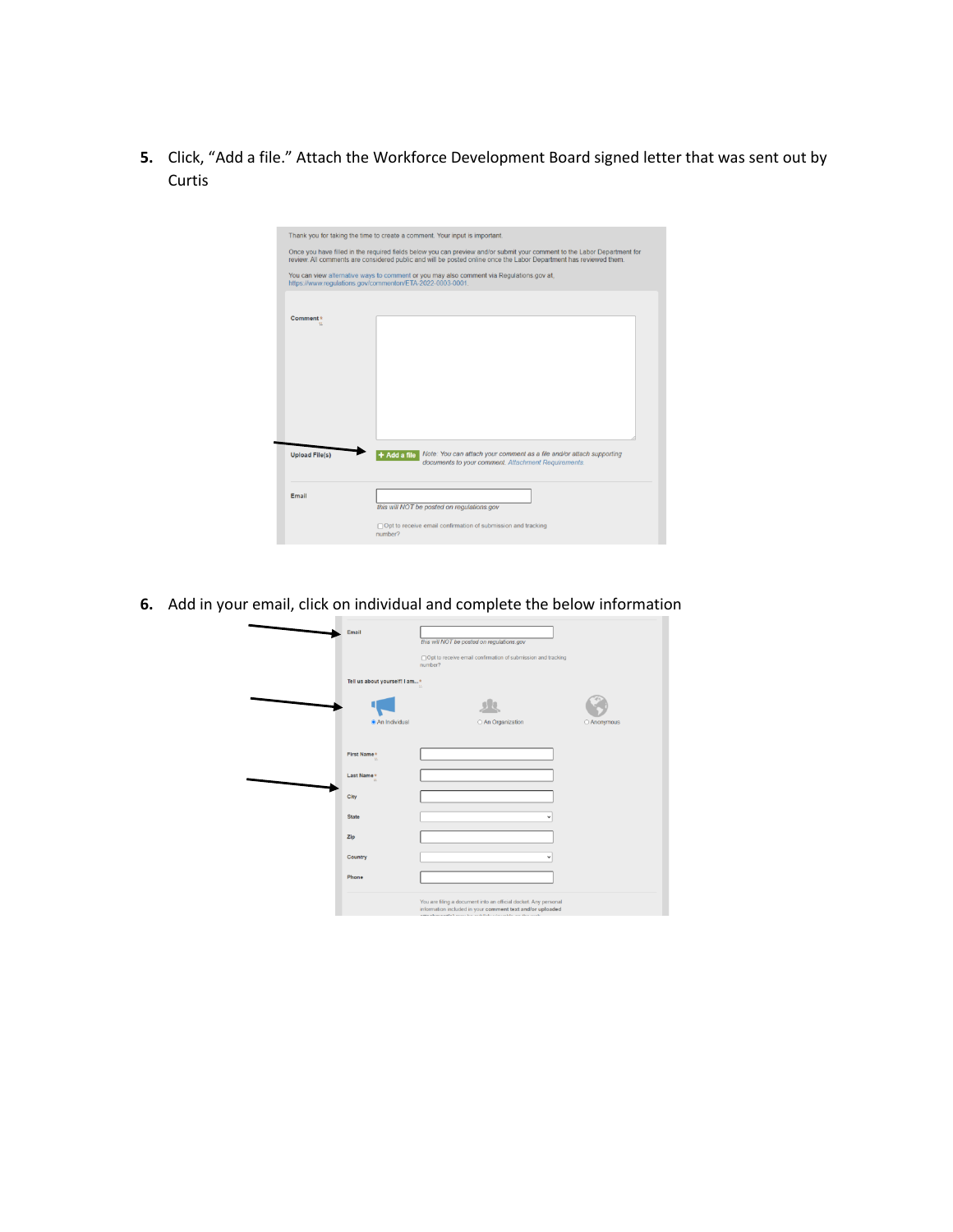5. Click, "Add a file." Attach the Workforce Development Board signed letter that was sent out by Curtis

Thank you for taking the time to create a comment. Your input is important.

Once you have filled in the required fields below you can preview and/or submit your comment to the Labor Department for review. All comments are considered public and will be posted online once the Labor Department has reviewed them.

You can view alternative ways to comment or you may also comment via Regulations.gov at, https://www.regulations.gov/commenton/ETA-2022-0003-0001.

Comment *

Upload File(s) + Add a file Note: You can attach your comment as a file and/or attach supporting documents to your comment. Attachment Requirements.

Email

*this will NOT be posted on regulations.gov*

Opt to receive email confirmation of submission and tracking number?

6. Add in your email, click on individual and complete the below information

Email

*this will NOT be posted on regulations.gov*

Opt to receive email confirmation of submission and tracking number?

Tell us about yourself! I am... *

An Individual An Organization Anonymous

First Name *

Last Name *

City

State

Zip

Country

Phone

You are filing a document into an official docket. Any personal information included in your comment text and/or uploaded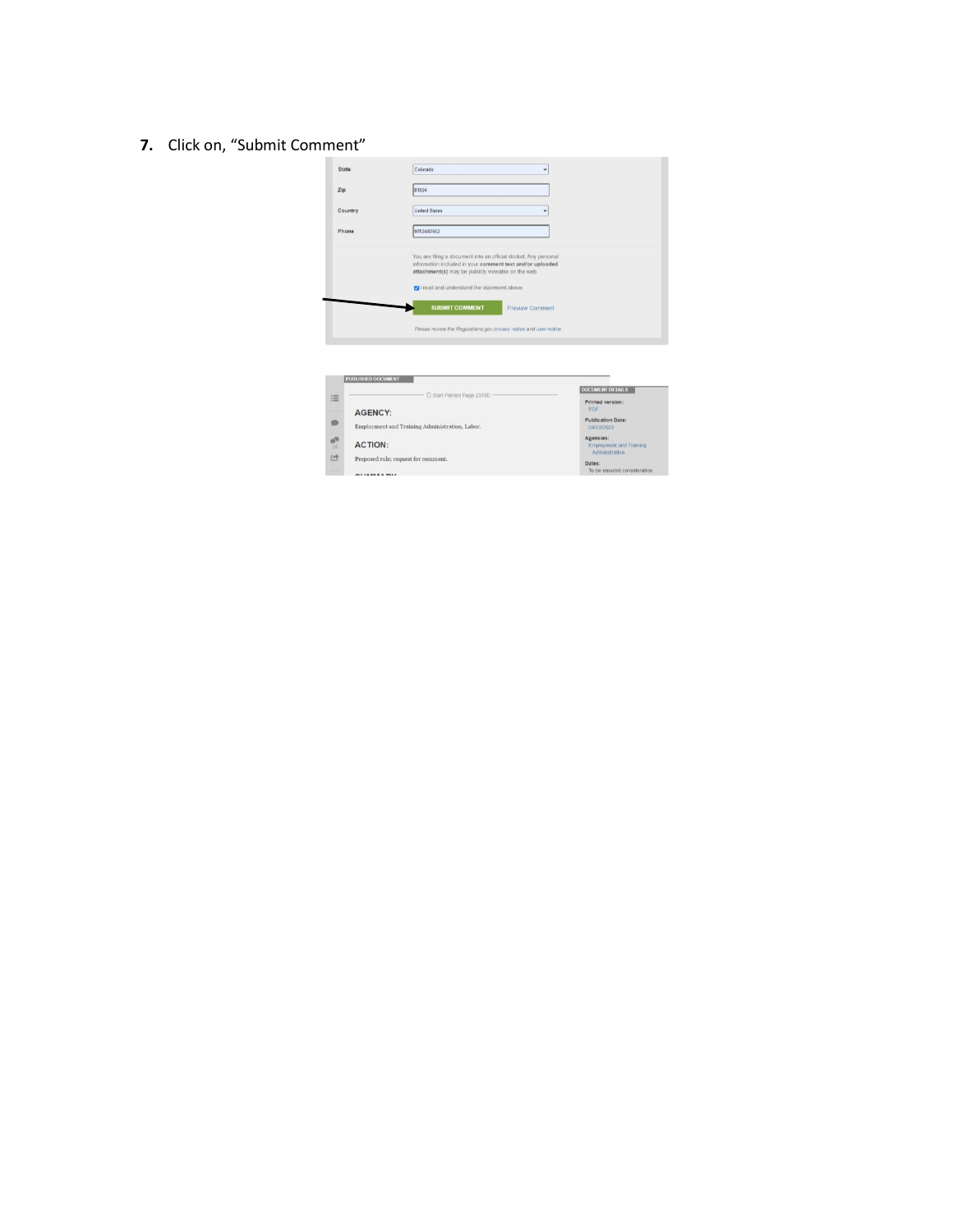**7.** Click on, "Submit Comment"